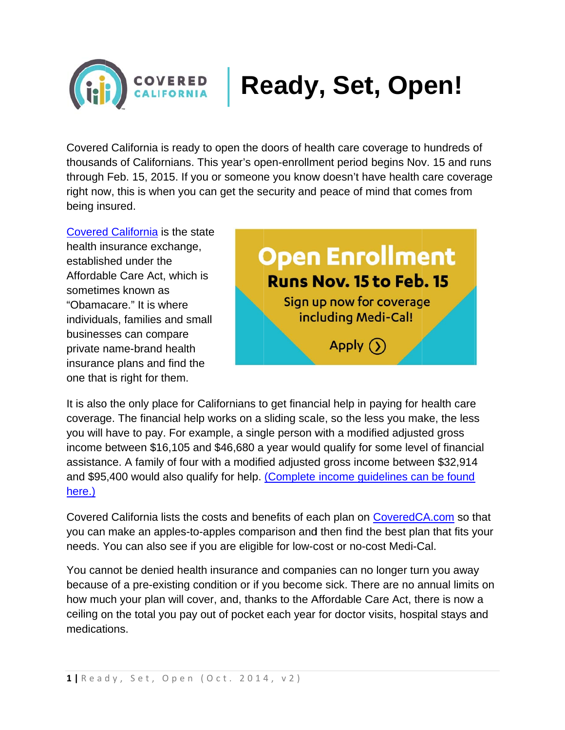# Ready, Set, Open!

Covered California is ready to open the doors of health care coverage to hundreds of thousands of Californians. This year's open-enrollment period begins Nov. 15 and runs through Feb. 15, 2015. If you or someone you know doesn't have health care coverage right now, this is when you can get the security and peace of mind that comes from being insured.

Covered California is the state health insurance exchange, established under the Affordable Care Act, which is sometimes known as "Obamacare." It is where individuals, families and small businesses can compare private name-brand health insurance plans and find the one that is right for them.

**Open Enrollment**
**Runs Nov. 15 to Feb. 15**
Sign up now for coverage including Medi-Cal!
Apply

It is also the only place for Californians to get financial help in paying for health care coverage. The financial help works on a sliding scale, so the less you make, the less you will have to pay. For example, a single person with a modified adjusted gross income between $16,105 and $46,680 a year would qualify for some level of financial assistance. A family of four with a modified adjusted gross income between $32,914 and $95,400 would also qualify for help. (Complete income guidelines can be found here.)

Covered California lists the costs and benefits of each plan on CoveredCA.com so that you can make an apples-to-apples comparison and then find the best plan that fits your needs. You can also see if you are eligible for low-cost or no-cost Medi-Cal.

You cannot be denied health insurance and companies can no longer turn you away because of a pre-existing condition or if you become sick. There are no annual limits on how much your plan will cover, and, thanks to the Affordable Care Act, there is now a ceiling on the total you pay out of pocket each year for doctor visits, hospital stays and medications.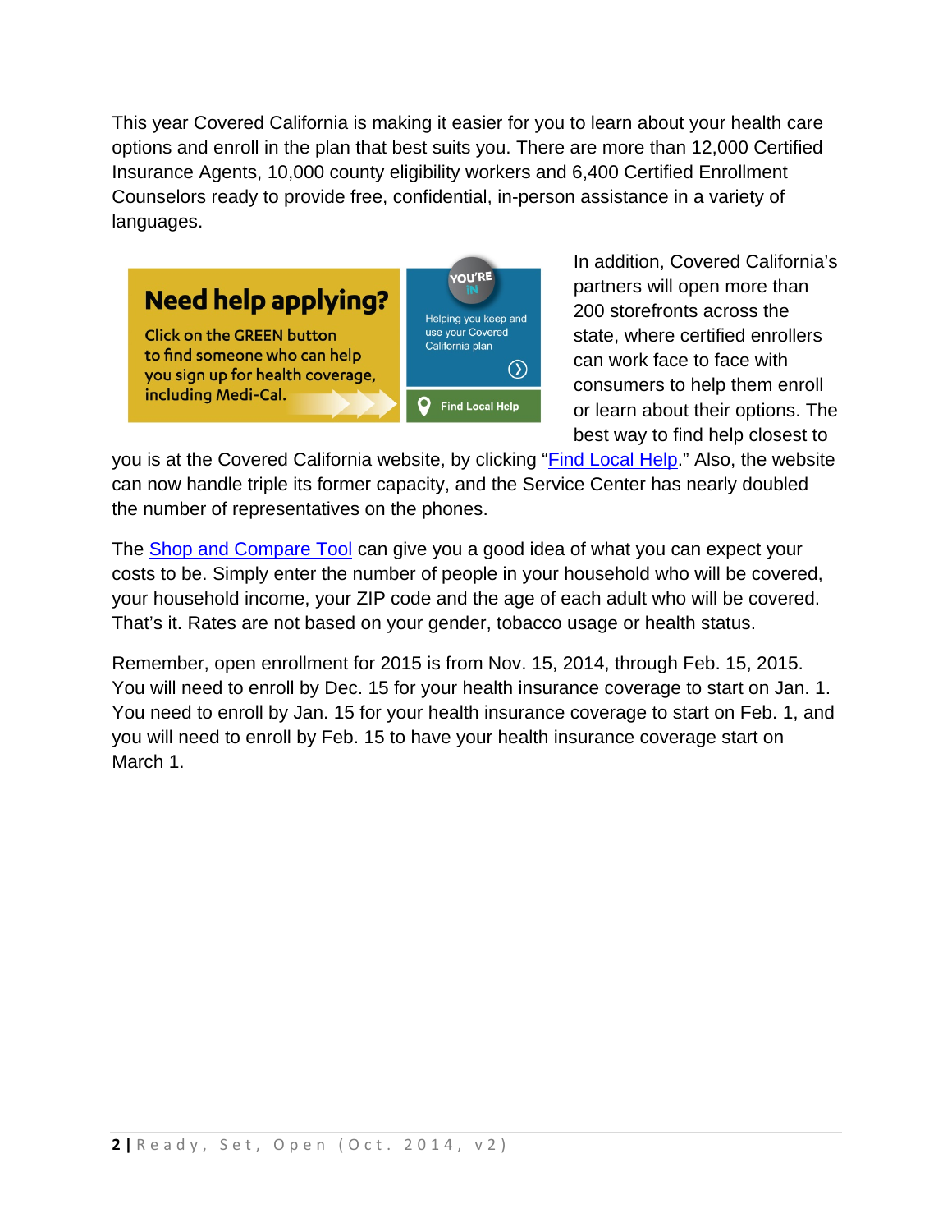This year Covered California is making it easier for you to learn about your health care options and enroll in the plan that best suits you. There are more than 12,000 Certified Insurance Agents, 10,000 county eligibility workers and 6,400 Certified Enrollment Counselors ready to provide free, confidential, in-person assistance in a variety of languages.

**Need help applying?**

Click on the GREEN button to find someone who can help you sign up for health coverage, including Medi-Cal.

YOU'RE IN

Helping you keep and use your Covered California plan

Find Local Help

In addition, Covered California's partners will open more than 200 storefronts across the state, where certified enrollers can work face to face with consumers to help them enroll or learn about their options. The best way to find help closest to you is at the Covered California website, by clicking "Find Local Help." Also, the website can now handle triple its former capacity, and the Service Center has nearly doubled the number of representatives on the phones.

The Shop and Compare Tool can give you a good idea of what you can expect your costs to be. Simply enter the number of people in your household who will be covered, your household income, your ZIP code and the age of each adult who will be covered. That's it. Rates are not based on your gender, tobacco usage or health status.

Remember, open enrollment for 2015 is from Nov. 15, 2014, through Feb. 15, 2015. You will need to enroll by Dec. 15 for your health insurance coverage to start on Jan. 1. You need to enroll by Jan. 15 for your health insurance coverage to start on Feb. 1, and you will need to enroll by Feb. 15 to have your health insurance coverage start on March 1.